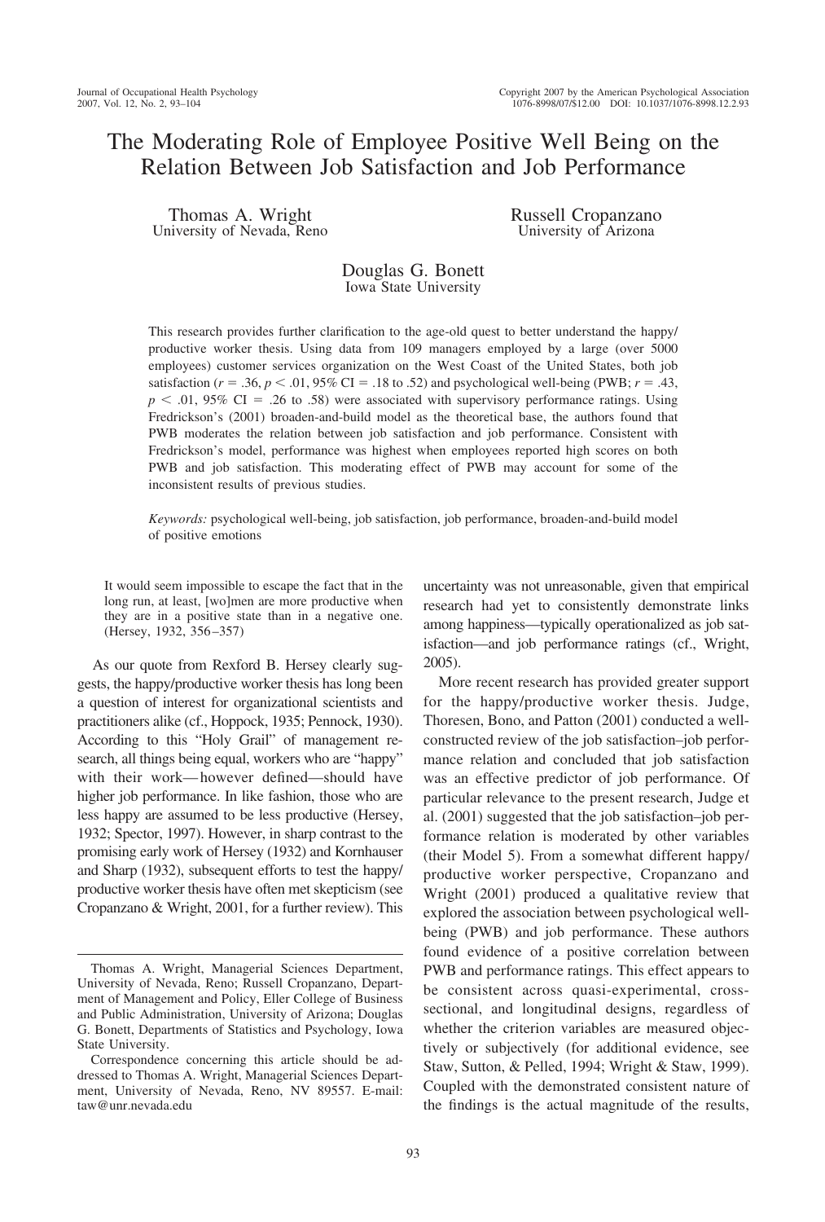# The Moderating Role of Employee Positive Well Being on the Relation Between Job Satisfaction and Job Performance

Thomas A. Wright
University of Nevada, Reno

Russell Cropanzano
University of Arizona

Douglas G. Bonett
Iowa State University

This research provides further clarification to the age-old quest to better understand the happy/productive worker thesis. Using data from 109 managers employed by a large (over 5000 employees) customer services organization on the West Coast of the United States, both job satisfaction ($r = .36$, $p < .01$, 95% CI = .18 to .52) and psychological well-being (PWB; $r = .43$, $p < .01$, 95% CI = .26 to .58) were associated with supervisory performance ratings. Using Fredrickson's (2001) broaden-and-build model as the theoretical base, the authors found that PWB moderates the relation between job satisfaction and job performance. Consistent with Fredrickson's model, performance was highest when employees reported high scores on both PWB and job satisfaction. This moderating effect of PWB may account for some of the inconsistent results of previous studies.

*Keywords:* psychological well-being, job satisfaction, job performance, broaden-and-build model of positive emotions

> It would seem impossible to escape the fact that in the long run, at least, [wo]men are more productive when they are in a positive state than in a negative one. (Hersey, 1932, 356–357)

As our quote from Rexford B. Hersey clearly suggests, the happy/productive worker thesis has long been a question of interest for organizational scientists and practitioners alike (cf., Hoppock, 1935; Pennock, 1930). According to this "Holy Grail" of management research, all things being equal, workers who are "happy" with their work—however defined—should have higher job performance. In like fashion, those who are less happy are assumed to be less productive (Hersey, 1932; Spector, 1997). However, in sharp contrast to the promising early work of Hersey (1932) and Kornhauser and Sharp (1932), subsequent efforts to test the happy/productive worker thesis have often met skepticism (see Cropanzano & Wright, 2001, for a further review). This uncertainty was not unreasonable, given that empirical research had yet to consistently demonstrate links among happiness—typically operationalized as job satisfaction—and job performance ratings (cf., Wright, 2005).

More recent research has provided greater support for the happy/productive worker thesis. Judge, Thoresen, Bono, and Patton (2001) conducted a well-constructed review of the job satisfaction–job performance relation and concluded that job satisfaction was an effective predictor of job performance. Of particular relevance to the present research, Judge et al. (2001) suggested that the job satisfaction–job performance relation is moderated by other variables (their Model 5). From a somewhat different happy/productive worker perspective, Cropanzano and Wright (2001) produced a qualitative review that explored the association between psychological well-being (PWB) and job performance. These authors found evidence of a positive correlation between PWB and performance ratings. This effect appears to be consistent across quasi-experimental, cross-sectional, and longitudinal designs, regardless of whether the criterion variables are measured objectively or subjectively (for additional evidence, see Staw, Sutton, & Pelled, 1994; Wright & Staw, 1999). Coupled with the demonstrated consistent nature of the findings is the actual magnitude of the results,

Thomas A. Wright, Managerial Sciences Department, University of Nevada, Reno; Russell Cropanzano, Department of Management and Policy, Eller College of Business and Public Administration, University of Arizona; Douglas G. Bonett, Departments of Statistics and Psychology, Iowa State University.

Correspondence concerning this article should be addressed to Thomas A. Wright, Managerial Sciences Department, University of Nevada, Reno, NV 89557. E-mail: taw@unr.nevada.edu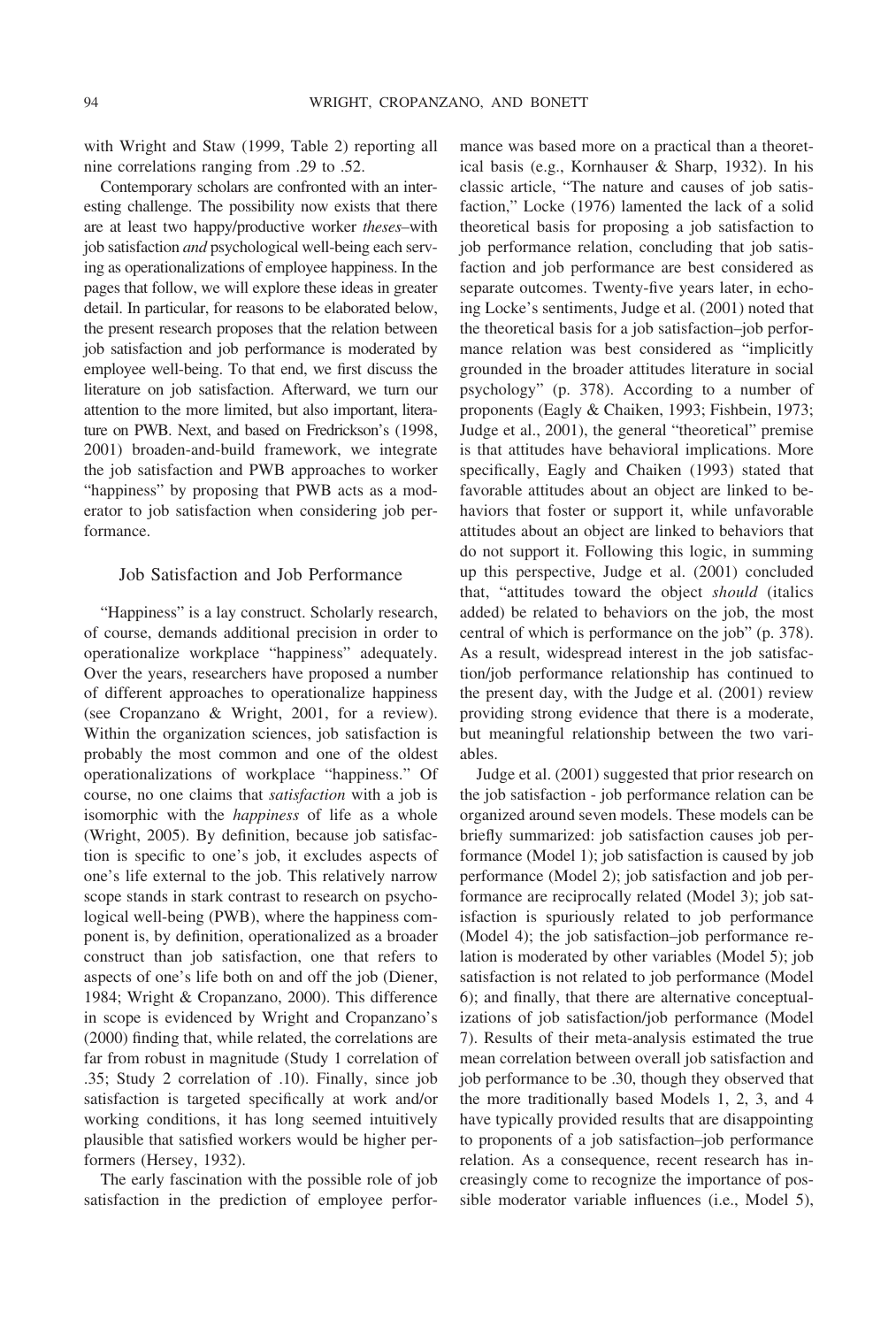with Wright and Staw (1999, Table 2) reporting all nine correlations ranging from .29 to .52.

Contemporary scholars are confronted with an interesting challenge. The possibility now exists that there are at least two happy/productive worker *theses*–with job satisfaction *and* psychological well-being each serving as operationalizations of employee happiness. In the pages that follow, we will explore these ideas in greater detail. In particular, for reasons to be elaborated below, the present research proposes that the relation between job satisfaction and job performance is moderated by employee well-being. To that end, we first discuss the literature on job satisfaction. Afterward, we turn our attention to the more limited, but also important, literature on PWB. Next, and based on Fredrickson's (1998, 2001) broaden-and-build framework, we integrate the job satisfaction and PWB approaches to worker "happiness" by proposing that PWB acts as a moderator to job satisfaction when considering job performance.

## Job Satisfaction and Job Performance

"Happiness" is a lay construct. Scholarly research, of course, demands additional precision in order to operationalize workplace "happiness" adequately. Over the years, researchers have proposed a number of different approaches to operationalize happiness (see Cropanzano & Wright, 2001, for a review). Within the organization sciences, job satisfaction is probably the most common and one of the oldest operationalizations of workplace "happiness." Of course, no one claims that *satisfaction* with a job is isomorphic with the *happiness* of life as a whole (Wright, 2005). By definition, because job satisfaction is specific to one's job, it excludes aspects of one's life external to the job. This relatively narrow scope stands in stark contrast to research on psychological well-being (PWB), where the happiness component is, by definition, operationalized as a broader construct than job satisfaction, one that refers to aspects of one's life both on and off the job (Diener, 1984; Wright & Cropanzano, 2000). This difference in scope is evidenced by Wright and Cropanzano's (2000) finding that, while related, the correlations are far from robust in magnitude (Study 1 correlation of .35; Study 2 correlation of .10). Finally, since job satisfaction is targeted specifically at work and/or working conditions, it has long seemed intuitively plausible that satisfied workers would be higher performers (Hersey, 1932).

The early fascination with the possible role of job satisfaction in the prediction of employee performance was based more on a practical than a theoretical basis (e.g., Kornhauser & Sharp, 1932). In his classic article, "The nature and causes of job satisfaction," Locke (1976) lamented the lack of a solid theoretical basis for proposing a job satisfaction to job performance relation, concluding that job satisfaction and job performance are best considered as separate outcomes. Twenty-five years later, in echoing Locke's sentiments, Judge et al. (2001) noted that the theoretical basis for a job satisfaction–job performance relation was best considered as "implicitly grounded in the broader attitudes literature in social psychology" (p. 378). According to a number of proponents (Eagly & Chaiken, 1993; Fishbein, 1973; Judge et al., 2001), the general "theoretical" premise is that attitudes have behavioral implications. More specifically, Eagly and Chaiken (1993) stated that favorable attitudes about an object are linked to behaviors that foster or support it, while unfavorable attitudes about an object are linked to behaviors that do not support it. Following this logic, in summing up this perspective, Judge et al. (2001) concluded that, "attitudes toward the object *should* (italics added) be related to behaviors on the job, the most central of which is performance on the job" (p. 378). As a result, widespread interest in the job satisfaction/job performance relationship has continued to the present day, with the Judge et al. (2001) review providing strong evidence that there is a moderate, but meaningful relationship between the two variables.

Judge et al. (2001) suggested that prior research on the job satisfaction - job performance relation can be organized around seven models. These models can be briefly summarized: job satisfaction causes job performance (Model 1); job satisfaction is caused by job performance (Model 2); job satisfaction and job performance are reciprocally related (Model 3); job satisfaction is spuriously related to job performance (Model 4); the job satisfaction–job performance relation is moderated by other variables (Model 5); job satisfaction is not related to job performance (Model 6); and finally, that there are alternative conceptualizations of job satisfaction/job performance (Model 7). Results of their meta-analysis estimated the true mean correlation between overall job satisfaction and job performance to be .30, though they observed that the more traditionally based Models 1, 2, 3, and 4 have typically provided results that are disappointing to proponents of a job satisfaction–job performance relation. As a consequence, recent research has increasingly come to recognize the importance of possible moderator variable influences (i.e., Model 5),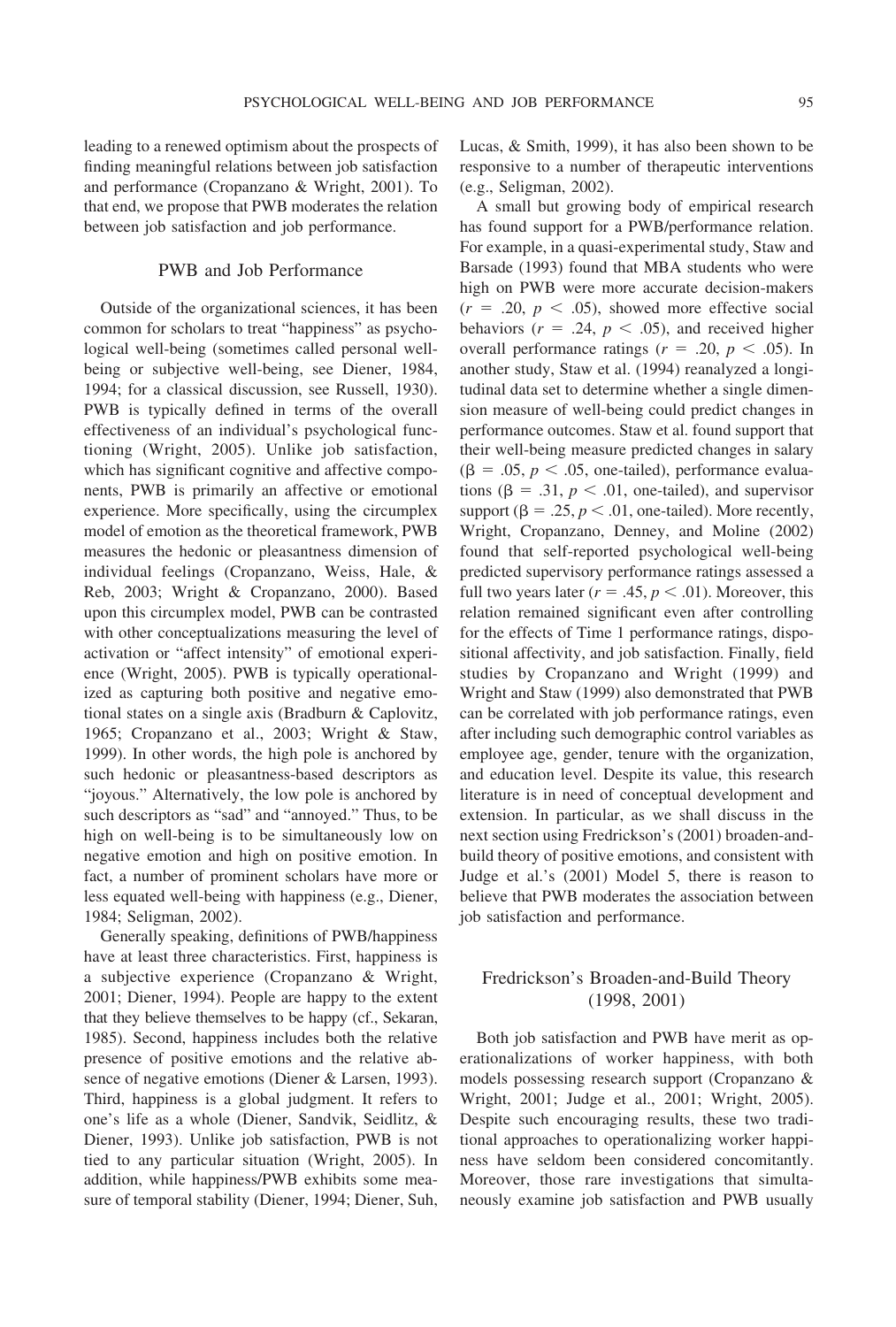leading to a renewed optimism about the prospects of finding meaningful relations between job satisfaction and performance (Cropanzano & Wright, 2001). To that end, we propose that PWB moderates the relation between job satisfaction and job performance.

## PWB and Job Performance

Outside of the organizational sciences, it has been common for scholars to treat "happiness" as psychological well-being (sometimes called personal well-being or subjective well-being, see Diener, 1984, 1994; for a classical discussion, see Russell, 1930). PWB is typically defined in terms of the overall effectiveness of an individual's psychological functioning (Wright, 2005). Unlike job satisfaction, which has significant cognitive and affective components, PWB is primarily an affective or emotional experience. More specifically, using the circumplex model of emotion as the theoretical framework, PWB measures the hedonic or pleasantness dimension of individual feelings (Cropanzano, Weiss, Hale, & Reb, 2003; Wright & Cropanzano, 2000). Based upon this circumplex model, PWB can be contrasted with other conceptualizations measuring the level of activation or "affect intensity" of emotional experience (Wright, 2005). PWB is typically operationalized as capturing both positive and negative emotional states on a single axis (Bradburn & Caplovitz, 1965; Cropanzano et al., 2003; Wright & Staw, 1999). In other words, the high pole is anchored by such hedonic or pleasantness-based descriptors as "joyous." Alternatively, the low pole is anchored by such descriptors as "sad" and "annoyed." Thus, to be high on well-being is to be simultaneously low on negative emotion and high on positive emotion. In fact, a number of prominent scholars have more or less equated well-being with happiness (e.g., Diener, 1984; Seligman, 2002).

Generally speaking, definitions of PWB/happiness have at least three characteristics. First, happiness is a subjective experience (Cropanzano & Wright, 2001; Diener, 1994). People are happy to the extent that they believe themselves to be happy (cf., Sekaran, 1985). Second, happiness includes both the relative presence of positive emotions and the relative absence of negative emotions (Diener & Larsen, 1993). Third, happiness is a global judgment. It refers to one's life as a whole (Diener, Sandvik, Seidlitz, & Diener, 1993). Unlike job satisfaction, PWB is not tied to any particular situation (Wright, 2005). In addition, while happiness/PWB exhibits some measure of temporal stability (Diener, 1994; Diener, Suh, Lucas, & Smith, 1999), it has also been shown to be responsive to a number of therapeutic interventions (e.g., Seligman, 2002).

A small but growing body of empirical research has found support for a PWB/performance relation. For example, in a quasi-experimental study, Staw and Barsade (1993) found that MBA students who were high on PWB were more accurate decision-makers ($r = .20$, $p < .05$), showed more effective social behaviors ($r = .24$, $p < .05$), and received higher overall performance ratings ($r = .20$, $p < .05$). In another study, Staw et al. (1994) reanalyzed a longitudinal data set to determine whether a single dimension measure of well-being could predict changes in performance outcomes. Staw et al. found support that their well-being measure predicted changes in salary ($\beta = .05$, $p < .05$, one-tailed), performance evaluations ($\beta = .31$, $p < .01$, one-tailed), and supervisor support ($\beta = .25$, $p < .01$, one-tailed). More recently, Wright, Cropanzano, Denney, and Moline (2002) found that self-reported psychological well-being predicted supervisory performance ratings assessed a full two years later ($r = .45$, $p < .01$). Moreover, this relation remained significant even after controlling for the effects of Time 1 performance ratings, dispositional affectivity, and job satisfaction. Finally, field studies by Cropanzano and Wright (1999) and Wright and Staw (1999) also demonstrated that PWB can be correlated with job performance ratings, even after including such demographic control variables as employee age, gender, tenure with the organization, and education level. Despite its value, this research literature is in need of conceptual development and extension. In particular, as we shall discuss in the next section using Fredrickson's (2001) broaden-and-build theory of positive emotions, and consistent with Judge et al.'s (2001) Model 5, there is reason to believe that PWB moderates the association between job satisfaction and performance.

## Fredrickson's Broaden-and-Build Theory (1998, 2001)

Both job satisfaction and PWB have merit as operationalizations of worker happiness, with both models possessing research support (Cropanzano & Wright, 2001; Judge et al., 2001; Wright, 2005). Despite such encouraging results, these two traditional approaches to operationalizing worker happiness have seldom been considered concomitantly. Moreover, those rare investigations that simultaneously examine job satisfaction and PWB usually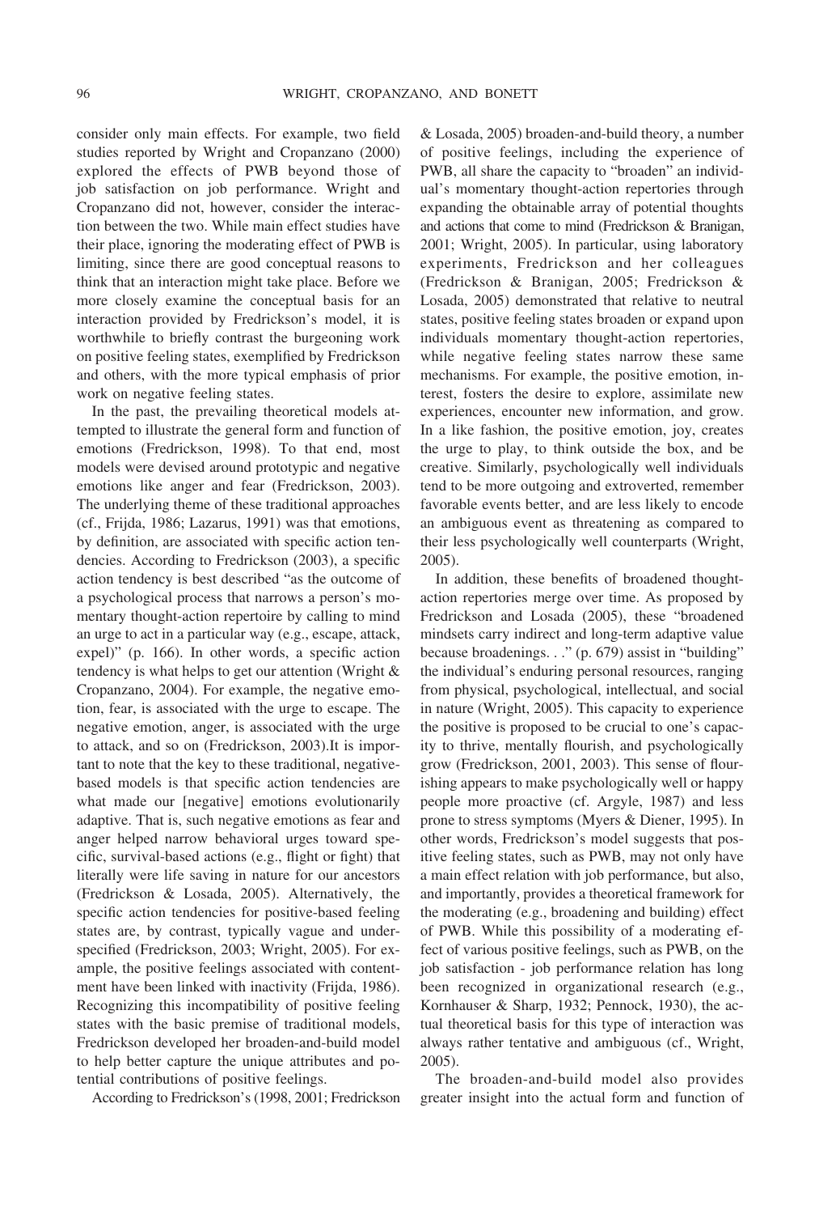consider only main effects. For example, two field studies reported by Wright and Cropanzano (2000) explored the effects of PWB beyond those of job satisfaction on job performance. Wright and Cropanzano did not, however, consider the interaction between the two. While main effect studies have their place, ignoring the moderating effect of PWB is limiting, since there are good conceptual reasons to think that an interaction might take place. Before we more closely examine the conceptual basis for an interaction provided by Fredrickson's model, it is worthwhile to briefly contrast the burgeoning work on positive feeling states, exemplified by Fredrickson and others, with the more typical emphasis of prior work on negative feeling states.

In the past, the prevailing theoretical models attempted to illustrate the general form and function of emotions (Fredrickson, 1998). To that end, most models were devised around prototypic and negative emotions like anger and fear (Fredrickson, 2003). The underlying theme of these traditional approaches (cf., Frijda, 1986; Lazarus, 1991) was that emotions, by definition, are associated with specific action tendencies. According to Fredrickson (2003), a specific action tendency is best described "as the outcome of a psychological process that narrows a person's momentary thought-action repertoire by calling to mind an urge to act in a particular way (e.g., escape, attack, expel)" (p. 166). In other words, a specific action tendency is what helps to get our attention (Wright & Cropanzano, 2004). For example, the negative emotion, fear, is associated with the urge to escape. The negative emotion, anger, is associated with the urge to attack, and so on (Fredrickson, 2003).It is important to note that the key to these traditional, negative-based models is that specific action tendencies are what made our [negative] emotions evolutionarily adaptive. That is, such negative emotions as fear and anger helped narrow behavioral urges toward specific, survival-based actions (e.g., flight or fight) that literally were life saving in nature for our ancestors (Fredrickson & Losada, 2005). Alternatively, the specific action tendencies for positive-based feeling states are, by contrast, typically vague and underspecified (Fredrickson, 2003; Wright, 2005). For example, the positive feelings associated with contentment have been linked with inactivity (Frijda, 1986). Recognizing this incompatibility of positive feeling states with the basic premise of traditional models, Fredrickson developed her broaden-and-build model to help better capture the unique attributes and potential contributions of positive feelings.

According to Fredrickson's (1998, 2001; Fredrickson & Losada, 2005) broaden-and-build theory, a number of positive feelings, including the experience of PWB, all share the capacity to "broaden" an individual's momentary thought-action repertories through expanding the obtainable array of potential thoughts and actions that come to mind (Fredrickson & Branigan, 2001; Wright, 2005). In particular, using laboratory experiments, Fredrickson and her colleagues (Fredrickson & Branigan, 2005; Fredrickson & Losada, 2005) demonstrated that relative to neutral states, positive feeling states broaden or expand upon individuals momentary thought-action repertories, while negative feeling states narrow these same mechanisms. For example, the positive emotion, interest, fosters the desire to explore, assimilate new experiences, encounter new information, and grow. In a like fashion, the positive emotion, joy, creates the urge to play, to think outside the box, and be creative. Similarly, psychologically well individuals tend to be more outgoing and extroverted, remember favorable events better, and are less likely to encode an ambiguous event as threatening as compared to their less psychologically well counterparts (Wright, 2005).

In addition, these benefits of broadened thought-action repertories merge over time. As proposed by Fredrickson and Losada (2005), these "broadened mindsets carry indirect and long-term adaptive value because broadenings. . ." (p. 679) assist in "building" the individual's enduring personal resources, ranging from physical, psychological, intellectual, and social in nature (Wright, 2005). This capacity to experience the positive is proposed to be crucial to one's capacity to thrive, mentally flourish, and psychologically grow (Fredrickson, 2001, 2003). This sense of flourishing appears to make psychologically well or happy people more proactive (cf. Argyle, 1987) and less prone to stress symptoms (Myers & Diener, 1995). In other words, Fredrickson's model suggests that positive feeling states, such as PWB, may not only have a main effect relation with job performance, but also, and importantly, provides a theoretical framework for the moderating (e.g., broadening and building) effect of PWB. While this possibility of a moderating effect of various positive feelings, such as PWB, on the job satisfaction - job performance relation has long been recognized in organizational research (e.g., Kornhauser & Sharp, 1932; Pennock, 1930), the actual theoretical basis for this type of interaction was always rather tentative and ambiguous (cf., Wright, 2005).

The broaden-and-build model also provides greater insight into the actual form and function of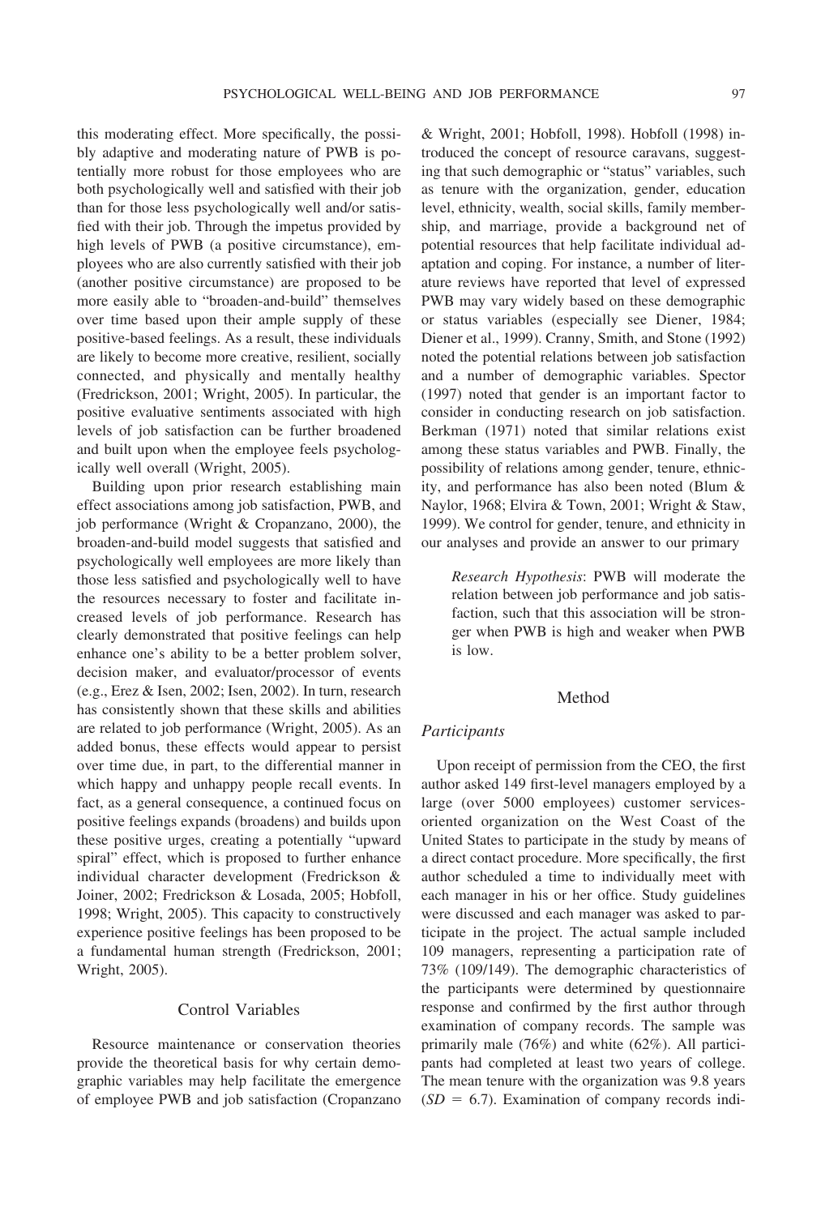this moderating effect. More specifically, the possibly adaptive and moderating nature of PWB is potentially more robust for those employees who are both psychologically well and satisfied with their job than for those less psychologically well and/or satisfied with their job. Through the impetus provided by high levels of PWB (a positive circumstance), employees who are also currently satisfied with their job (another positive circumstance) are proposed to be more easily able to "broaden-and-build" themselves over time based upon their ample supply of these positive-based feelings. As a result, these individuals are likely to become more creative, resilient, socially connected, and physically and mentally healthy (Fredrickson, 2001; Wright, 2005). In particular, the positive evaluative sentiments associated with high levels of job satisfaction can be further broadened and built upon when the employee feels psychologically well overall (Wright, 2005).

Building upon prior research establishing main effect associations among job satisfaction, PWB, and job performance (Wright & Cropanzano, 2000), the broaden-and-build model suggests that satisfied and psychologically well employees are more likely than those less satisfied and psychologically well to have the resources necessary to foster and facilitate increased levels of job performance. Research has clearly demonstrated that positive feelings can help enhance one's ability to be a better problem solver, decision maker, and evaluator/processor of events (e.g., Erez & Isen, 2002; Isen, 2002). In turn, research has consistently shown that these skills and abilities are related to job performance (Wright, 2005). As an added bonus, these effects would appear to persist over time due, in part, to the differential manner in which happy and unhappy people recall events. In fact, as a general consequence, a continued focus on positive feelings expands (broadens) and builds upon these positive urges, creating a potentially "upward spiral" effect, which is proposed to further enhance individual character development (Fredrickson & Joiner, 2002; Fredrickson & Losada, 2005; Hobfoll, 1998; Wright, 2005). This capacity to constructively experience positive feelings has been proposed to be a fundamental human strength (Fredrickson, 2001; Wright, 2005).

## Control Variables

Resource maintenance or conservation theories provide the theoretical basis for why certain demographic variables may help facilitate the emergence of employee PWB and job satisfaction (Cropanzano & Wright, 2001; Hobfoll, 1998). Hobfoll (1998) introduced the concept of resource caravans, suggesting that such demographic or "status" variables, such as tenure with the organization, gender, education level, ethnicity, wealth, social skills, family membership, and marriage, provide a background net of potential resources that help facilitate individual adaptation and coping. For instance, a number of literature reviews have reported that level of expressed PWB may vary widely based on these demographic or status variables (especially see Diener, 1984; Diener et al., 1999). Cranny, Smith, and Stone (1992) noted the potential relations between job satisfaction and a number of demographic variables. Spector (1997) noted that gender is an important factor to consider in conducting research on job satisfaction. Berkman (1971) noted that similar relations exist among these status variables and PWB. Finally, the possibility of relations among gender, tenure, ethnicity, and performance has also been noted (Blum & Naylor, 1968; Elvira & Town, 2001; Wright & Staw, 1999). We control for gender, tenure, and ethnicity in our analyses and provide an answer to our primary

> *Research Hypothesis*: PWB will moderate the relation between job performance and job satisfaction, such that this association will be stronger when PWB is high and weaker when PWB is low.

# Method

## Participants

Upon receipt of permission from the CEO, the first author asked 149 first-level managers employed by a large (over 5000 employees) customer services-oriented organization on the West Coast of the United States to participate in the study by means of a direct contact procedure. More specifically, the first author scheduled a time to individually meet with each manager in his or her office. Study guidelines were discussed and each manager was asked to participate in the project. The actual sample included 109 managers, representing a participation rate of 73% (109/149). The demographic characteristics of the participants were determined by questionnaire response and confirmed by the first author through examination of company records. The sample was primarily male (76%) and white (62%). All participants had completed at least two years of college. The mean tenure with the organization was 9.8 years ($SD = 6.7$). Examination of company records indi-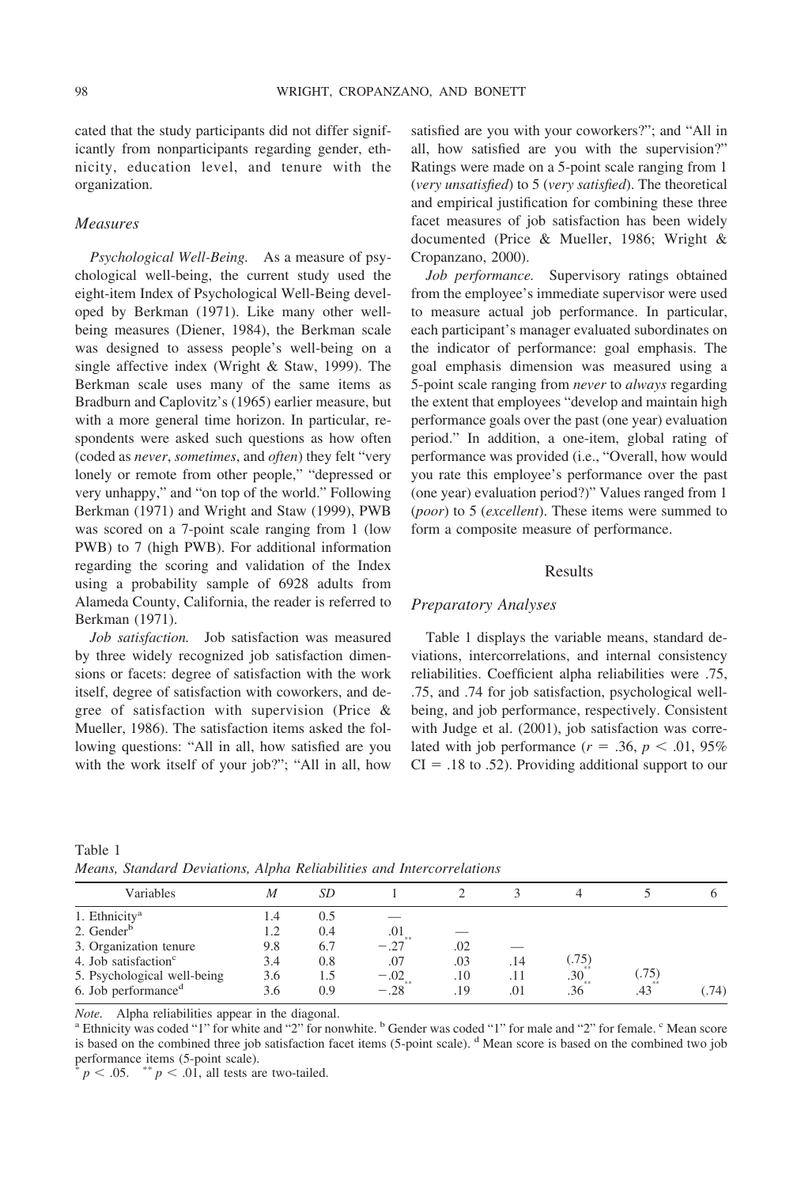cated that the study participants did not differ significantly from nonparticipants regarding gender, ethnicity, education level, and tenure with the organization.

### *Measures*

*Psychological Well-Being.* As a measure of psychological well-being, the current study used the eight-item Index of Psychological Well-Being developed by Berkman (1971). Like many other well-being measures (Diener, 1984), the Berkman scale was designed to assess people's well-being on a single affective index (Wright & Staw, 1999). The Berkman scale uses many of the same items as Bradburn and Caplovitz's (1965) earlier measure, but with a more general time horizon. In particular, respondents were asked such questions as how often (coded as *never*, *sometimes*, and *often*) they felt "very lonely or remote from other people," "depressed or very unhappy," and "on top of the world." Following Berkman (1971) and Wright and Staw (1999), PWB was scored on a 7-point scale ranging from 1 (low PWB) to 7 (high PWB). For additional information regarding the scoring and validation of the Index using a probability sample of 6928 adults from Alameda County, California, the reader is referred to Berkman (1971).

*Job satisfaction.* Job satisfaction was measured by three widely recognized job satisfaction dimensions or facets: degree of satisfaction with the work itself, degree of satisfaction with coworkers, and degree of satisfaction with supervision (Price & Mueller, 1986). The satisfaction items asked the following questions: "All in all, how satisfied are you with the work itself of your job?"; "All in all, how satisfied are you with your coworkers?"; and "All in all, how satisfied are you with the supervision?" Ratings were made on a 5-point scale ranging from 1 (*very unsatisfied*) to 5 (*very satisfied*). The theoretical and empirical justification for combining these three facet measures of job satisfaction has been widely documented (Price & Mueller, 1986; Wright & Cropanzano, 2000).

*Job performance.* Supervisory ratings obtained from the employee's immediate supervisor were used to measure actual job performance. In particular, each participant's manager evaluated subordinates on the indicator of performance: goal emphasis. The goal emphasis dimension was measured using a 5-point scale ranging from *never* to *always* regarding the extent that employees "develop and maintain high performance goals over the past (one year) evaluation period." In addition, a one-item, global rating of performance was provided (i.e., "Overall, how would you rate this employee's performance over the past (one year) evaluation period?)" Values ranged from 1 (*poor*) to 5 (*excellent*). These items were summed to form a composite measure of performance.

## Results

### *Preparatory Analyses*

Table 1 displays the variable means, standard deviations, intercorrelations, and internal consistency reliabilities. Coefficient alpha reliabilities were .75, .75, and .74 for job satisfaction, psychological well-being, and job performance, respectively. Consistent with Judge et al. (2001), job satisfaction was correlated with job performance ($r = .36$, $p < .01$, 95% CI = .18 to .52). Providing additional support to our

Table 1
*Means, Standard Deviations, Alpha Reliabilities and Intercorrelations*

| Variables | *M* | *SD* | 1 | 2 | 3 | 4 | 5 | 6 |
|---|---|---|---|---|---|---|---|---|
| 1. Ethnicity[a] | 1.4 | 0.5 | — | | | | | |
| 2. Gender[b] | 1.2 | 0.4 | .01 | — | | | | |
| 3. Organization tenure | 9.8 | 6.7 | −.27** | .02 | — | | | |
| 4. Job satisfaction[c] | 3.4 | 0.8 | .07 | .03 | .14 | (.75) | | |
| 5. Psychological well-being | 3.6 | 1.5 | −.02 | .10 | .11 | .30** | (.75) | |
| 6. Job performance[d] | 3.6 | 0.9 | −.28** | .19 | .01 | .36** | .43** | (.74) |

*Note.* Alpha reliabilities appear in the diagonal.
[a] Ethnicity was coded "1" for white and "2" for nonwhite. [b] Gender was coded "1" for male and "2" for female. [c] Mean score is based on the combined three job satisfaction facet items (5-point scale). [d] Mean score is based on the combined two job performance items (5-point scale).
* $p < .05$. ** $p < .01$, all tests are two-tailed.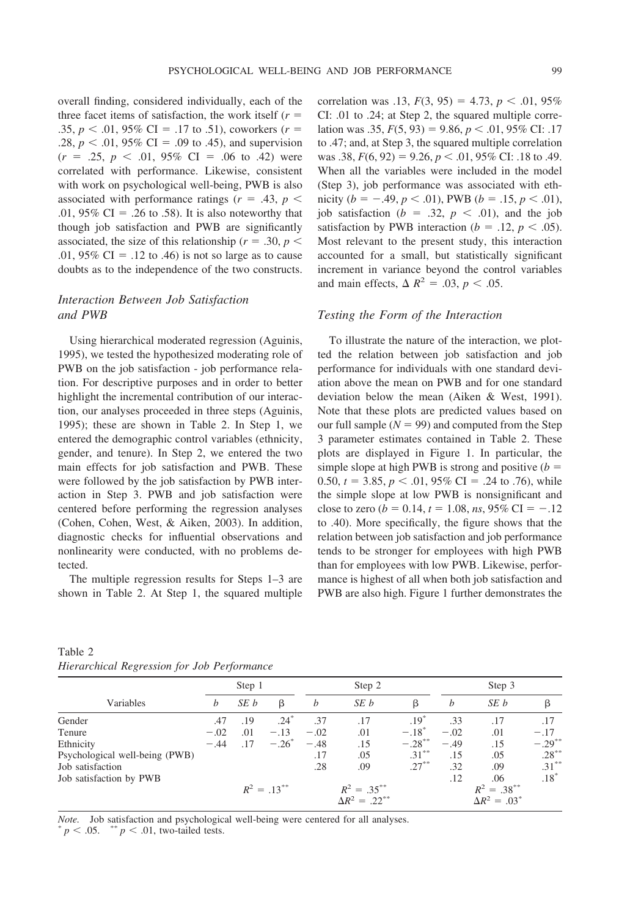overall finding, considered individually, each of the three facet items of satisfaction, the work itself ($r = .35$, $p < .01$, 95% CI = .17 to .51), coworkers ($r = .28$, $p < .01$, 95% CI = .09 to .45), and supervision ($r = .25$, $p < .01$, 95% CI = .06 to .42) were correlated with performance. Likewise, consistent with work on psychological well-being, PWB is also associated with performance ratings ($r = .43$, $p < .01$, 95% CI = .26 to .58). It is also noteworthy that though job satisfaction and PWB are significantly associated, the size of this relationship ($r = .30$, $p < .01$, 95% CI = .12 to .46) is not so large as to cause doubts as to the independence of the two constructs.

### *Interaction Between Job Satisfaction and PWB*

Using hierarchical moderated regression (Aguinis, 1995), we tested the hypothesized moderating role of PWB on the job satisfaction - job performance relation. For descriptive purposes and in order to better highlight the incremental contribution of our interaction, our analyses proceeded in three steps (Aguinis, 1995); these are shown in Table 2. In Step 1, we entered the demographic control variables (ethnicity, gender, and tenure). In Step 2, we entered the two main effects for job satisfaction and PWB. These were followed by the job satisfaction by PWB interaction in Step 3. PWB and job satisfaction were centered before performing the regression analyses (Cohen, Cohen, West, & Aiken, 2003). In addition, diagnostic checks for influential observations and nonlinearity were conducted, with no problems detected.

The multiple regression results for Steps 1–3 are shown in Table 2. At Step 1, the squared multiple correlation was .13, $F(3, 95) = 4.73$, $p < .01$, 95% CI: .01 to .24; at Step 2, the squared multiple correlation was .35, $F(5, 93) = 9.86$, $p < .01$, 95% CI: .17 to .47; and, at Step 3, the squared multiple correlation was .38, $F(6, 92) = 9.26$, $p < .01$, 95% CI: .18 to .49. When all the variables were included in the model (Step 3), job performance was associated with ethnicity ($b = -.49$, $p < .01$), PWB ($b = .15$, $p < .01$), job satisfaction ($b = .32$, $p < .01$), and the job satisfaction by PWB interaction ($b = .12$, $p < .05$). Most relevant to the present study, this interaction accounted for a small, but statistically significant increment in variance beyond the control variables and main effects, $\Delta R^2 = .03$, $p < .05$.

### *Testing the Form of the Interaction*

To illustrate the nature of the interaction, we plotted the relation between job satisfaction and job performance for individuals with one standard deviation above the mean on PWB and for one standard deviation below the mean (Aiken & West, 1991). Note that these plots are predicted values based on our full sample ($N = 99$) and computed from the Step 3 parameter estimates contained in Table 2. These plots are displayed in Figure 1. In particular, the simple slope at high PWB is strong and positive ($b = 0.50$, $t = 3.85$, $p < .01$, 95% CI = .24 to .76), while the simple slope at low PWB is nonsignificant and close to zero ($b = 0.14$, $t = 1.08$, *ns*, 95% CI = −.12 to .40). More specifically, the figure shows that the relation between job satisfaction and job performance tends to be stronger for employees with high PWB than for employees with low PWB. Likewise, performance is highest of all when both job satisfaction and PWB are also high. Figure 1 further demonstrates the

Table 2
*Hierarchical Regression for Job Performance*

| Variables | Step 1 | | | Step 2 | | | Step 3 | | |
|---|---|---|---|---|---|---|---|---|---|
| | $b$ | $SE\ b$ | $\beta$ | $b$ | $SE\ b$ | $\beta$ | $b$ | $SE\ b$ | $\beta$ |
| Gender | .47 | .19 | $.24^{*}$ | .37 | .17 | $.19^{*}$ | .33 | .17 | .17 |
| Tenure | −.02 | .01 | −.13 | −.02 | .01 | $-.18^{*}$ | −.02 | .01 | −.17 |
| Ethnicity | −.44 | .17 | $-.26^{*}$ | −.48 | .15 | $-.28^{**}$ | −.49 | .15 | $-.29^{**}$ |
| Psychological well-being (PWB) | | | | .17 | .05 | $.31^{**}$ | .15 | .05 | $.28^{**}$ |
| Job satisfaction | | | | .28 | .09 | $.27^{**}$ | .32 | .09 | $.31^{**}$ |
| Job satisfaction by PWB | | | | | | | .12 | .06 | $.18^{*}$ |
| | $R^2 = .13^{**}$ | | | $R^2 = .35^{**}$; $\Delta R^2 = .22^{**}$ | | | $R^2 = .38^{**}$; $\Delta R^2 = .03^{*}$ | | |

*Note*. Job satisfaction and psychological well-being were centered for all analyses.
$^{*}p < .05$. $^{**}p < .01$, two-tailed tests.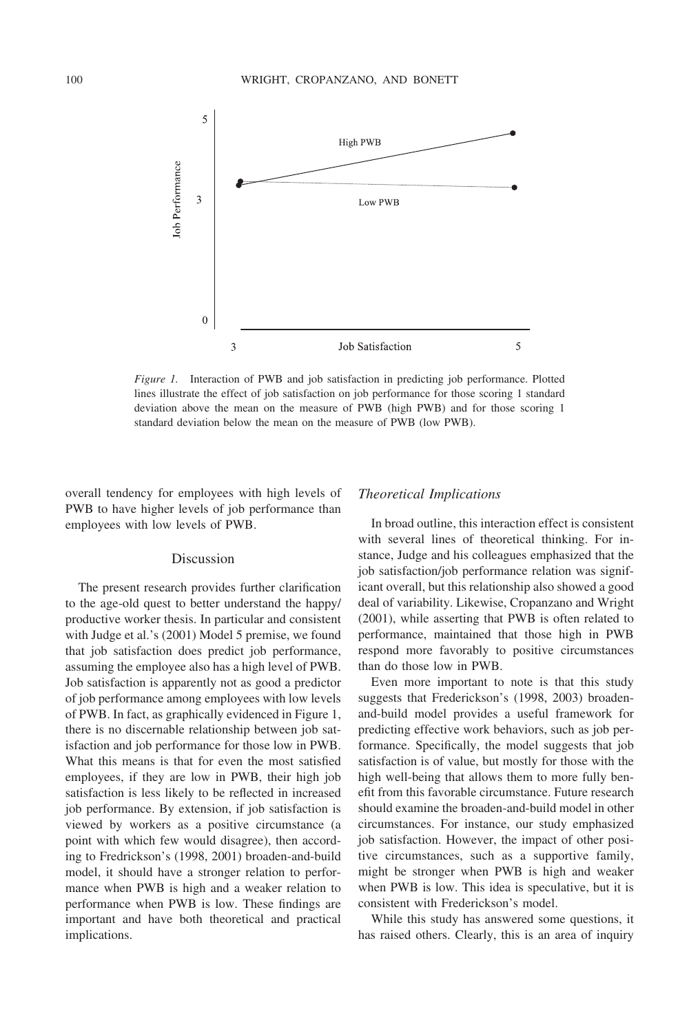5

High PWB

Job Performance

3

Low PWB

0

3

Job Satisfaction

5

*Figure 1.* Interaction of PWB and job satisfaction in predicting job performance. Plotted lines illustrate the effect of job satisfaction on job performance for those scoring 1 standard deviation above the mean on the measure of PWB (high PWB) and for those scoring 1 standard deviation below the mean on the measure of PWB (low PWB).

overall tendency for employees with high levels of PWB to have higher levels of job performance than employees with low levels of PWB.

## Discussion

The present research provides further clarification to the age-old quest to better understand the happy/productive worker thesis. In particular and consistent with Judge et al.'s (2001) Model 5 premise, we found that job satisfaction does predict job performance, assuming the employee also has a high level of PWB. Job satisfaction is apparently not as good a predictor of job performance among employees with low levels of PWB. In fact, as graphically evidenced in Figure 1, there is no discernable relationship between job satisfaction and job performance for those low in PWB. What this means is that for even the most satisfied employees, if they are low in PWB, their high job satisfaction is less likely to be reflected in increased job performance. By extension, if job satisfaction is viewed by workers as a positive circumstance (a point with which few would disagree), then according to Fredrickson's (1998, 2001) broaden-and-build model, it should have a stronger relation to performance when PWB is high and a weaker relation to performance when PWB is low. These findings are important and have both theoretical and practical implications.

### *Theoretical Implications*

In broad outline, this interaction effect is consistent with several lines of theoretical thinking. For instance, Judge and his colleagues emphasized that the job satisfaction/job performance relation was significant overall, but this relationship also showed a good deal of variability. Likewise, Cropanzano and Wright (2001), while asserting that PWB is often related to performance, maintained that those high in PWB respond more favorably to positive circumstances than do those low in PWB.

Even more important to note is that this study suggests that Frederickson's (1998, 2003) broaden-and-build model provides a useful framework for predicting effective work behaviors, such as job performance. Specifically, the model suggests that job satisfaction is of value, but mostly for those with the high well-being that allows them to more fully benefit from this favorable circumstance. Future research should examine the broaden-and-build model in other circumstances. For instance, our study emphasized job satisfaction. However, the impact of other positive circumstances, such as a supportive family, might be stronger when PWB is high and weaker when PWB is low. This idea is speculative, but it is consistent with Frederickson's model.

While this study has answered some questions, it has raised others. Clearly, this is an area of inquiry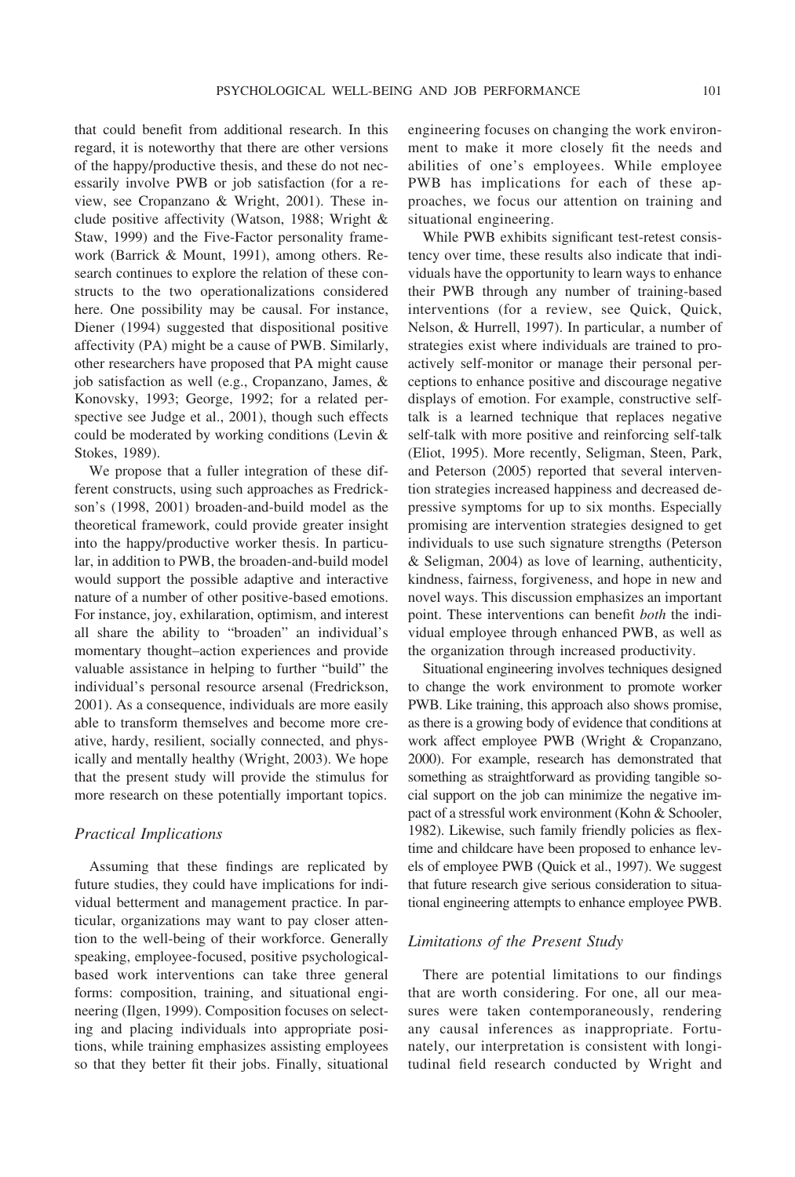that could benefit from additional research. In this regard, it is noteworthy that there are other versions of the happy/productive thesis, and these do not necessarily involve PWB or job satisfaction (for a review, see Cropanzano & Wright, 2001). These include positive affectivity (Watson, 1988; Wright & Staw, 1999) and the Five-Factor personality framework (Barrick & Mount, 1991), among others. Research continues to explore the relation of these constructs to the two operationalizations considered here. One possibility may be causal. For instance, Diener (1994) suggested that dispositional positive affectivity (PA) might be a cause of PWB. Similarly, other researchers have proposed that PA might cause job satisfaction as well (e.g., Cropanzano, James, & Konovsky, 1993; George, 1992; for a related perspective see Judge et al., 2001), though such effects could be moderated by working conditions (Levin & Stokes, 1989).

We propose that a fuller integration of these different constructs, using such approaches as Fredrickson's (1998, 2001) broaden-and-build model as the theoretical framework, could provide greater insight into the happy/productive worker thesis. In particular, in addition to PWB, the broaden-and-build model would support the possible adaptive and interactive nature of a number of other positive-based emotions. For instance, joy, exhilaration, optimism, and interest all share the ability to "broaden" an individual's momentary thought–action experiences and provide valuable assistance in helping to further "build" the individual's personal resource arsenal (Fredrickson, 2001). As a consequence, individuals are more easily able to transform themselves and become more creative, hardy, resilient, socially connected, and physically and mentally healthy (Wright, 2003). We hope that the present study will provide the stimulus for more research on these potentially important topics.

### *Practical Implications*

Assuming that these findings are replicated by future studies, they could have implications for individual betterment and management practice. In particular, organizations may want to pay closer attention to the well-being of their workforce. Generally speaking, employee-focused, positive psychological-based work interventions can take three general forms: composition, training, and situational engineering (Ilgen, 1999). Composition focuses on selecting and placing individuals into appropriate positions, while training emphasizes assisting employees so that they better fit their jobs. Finally, situational engineering focuses on changing the work environment to make it more closely fit the needs and abilities of one's employees. While employee PWB has implications for each of these approaches, we focus our attention on training and situational engineering.

While PWB exhibits significant test-retest consistency over time, these results also indicate that individuals have the opportunity to learn ways to enhance their PWB through any number of training-based interventions (for a review, see Quick, Quick, Nelson, & Hurrell, 1997). In particular, a number of strategies exist where individuals are trained to proactively self-monitor or manage their personal perceptions to enhance positive and discourage negative displays of emotion. For example, constructive self-talk is a learned technique that replaces negative self-talk with more positive and reinforcing self-talk (Eliot, 1995). More recently, Seligman, Steen, Park, and Peterson (2005) reported that several intervention strategies increased happiness and decreased depressive symptoms for up to six months. Especially promising are intervention strategies designed to get individuals to use such signature strengths (Peterson & Seligman, 2004) as love of learning, authenticity, kindness, fairness, forgiveness, and hope in new and novel ways. This discussion emphasizes an important point. These interventions can benefit *both* the individual employee through enhanced PWB, as well as the organization through increased productivity.

Situational engineering involves techniques designed to change the work environment to promote worker PWB. Like training, this approach also shows promise, as there is a growing body of evidence that conditions at work affect employee PWB (Wright & Cropanzano, 2000). For example, research has demonstrated that something as straightforward as providing tangible social support on the job can minimize the negative impact of a stressful work environment (Kohn & Schooler, 1982). Likewise, such family friendly policies as flextime and childcare have been proposed to enhance levels of employee PWB (Quick et al., 1997). We suggest that future research give serious consideration to situational engineering attempts to enhance employee PWB.

### *Limitations of the Present Study*

There are potential limitations to our findings that are worth considering. For one, all our measures were taken contemporaneously, rendering any causal inferences as inappropriate. Fortunately, our interpretation is consistent with longitudinal field research conducted by Wright and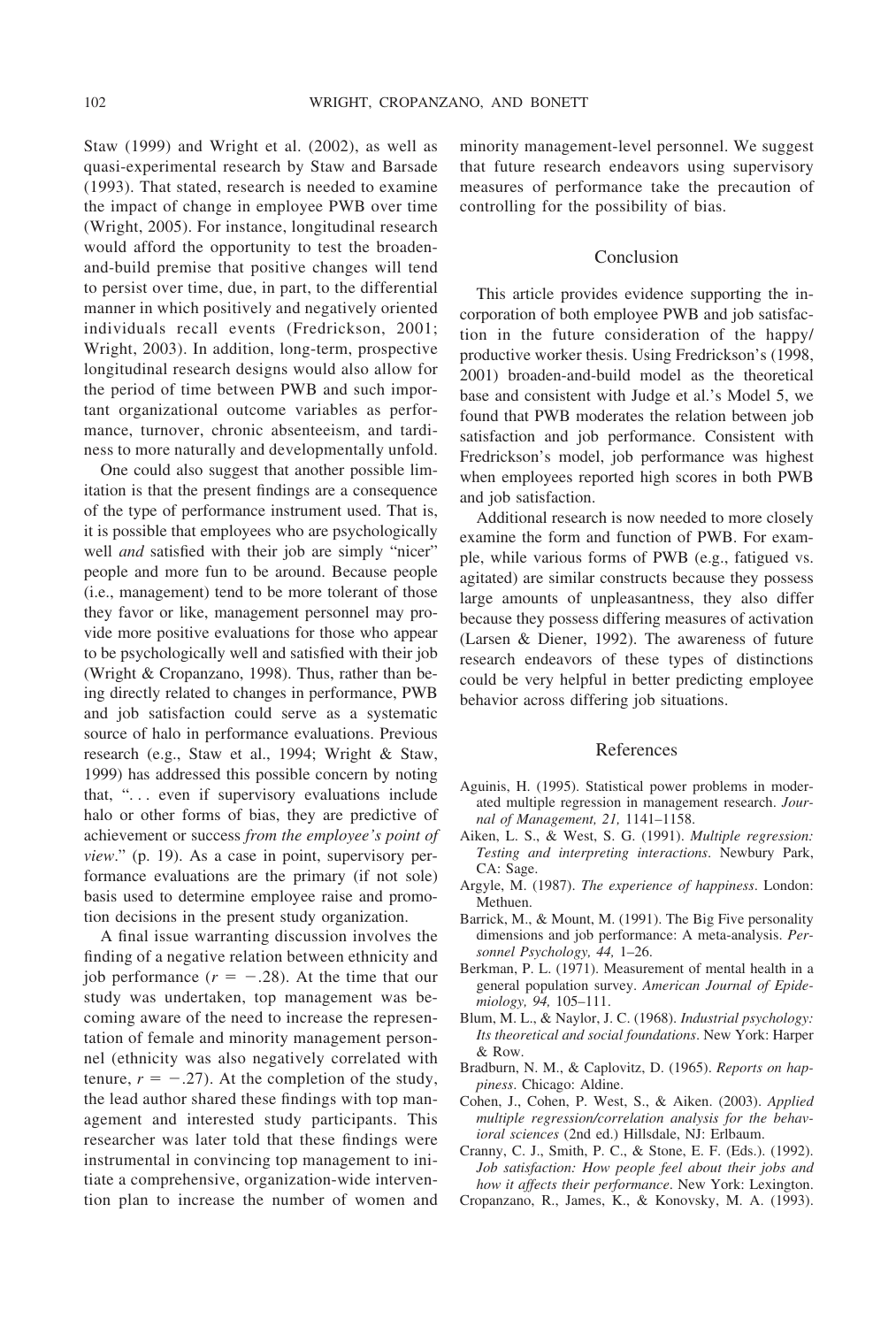Staw (1999) and Wright et al. (2002), as well as quasi-experimental research by Staw and Barsade (1993). That stated, research is needed to examine the impact of change in employee PWB over time (Wright, 2005). For instance, longitudinal research would afford the opportunity to test the broaden-and-build premise that positive changes will tend to persist over time, due, in part, to the differential manner in which positively and negatively oriented individuals recall events (Fredrickson, 2001; Wright, 2003). In addition, long-term, prospective longitudinal research designs would also allow for the period of time between PWB and such important organizational outcome variables as performance, turnover, chronic absenteeism, and tardiness to more naturally and developmentally unfold.

One could also suggest that another possible limitation is that the present findings are a consequence of the type of performance instrument used. That is, it is possible that employees who are psychologically well *and* satisfied with their job are simply "nicer" people and more fun to be around. Because people (i.e., management) tend to be more tolerant of those they favor or like, management personnel may provide more positive evaluations for those who appear to be psychologically well and satisfied with their job (Wright & Cropanzano, 1998). Thus, rather than being directly related to changes in performance, PWB and job satisfaction could serve as a systematic source of halo in performance evaluations. Previous research (e.g., Staw et al., 1994; Wright & Staw, 1999) has addressed this possible concern by noting that, ". . . even if supervisory evaluations include halo or other forms of bias, they are predictive of achievement or success *from the employee's point of view*." (p. 19). As a case in point, supervisory performance evaluations are the primary (if not sole) basis used to determine employee raise and promotion decisions in the present study organization.

A final issue warranting discussion involves the finding of a negative relation between ethnicity and job performance ($r = -.28$). At the time that our study was undertaken, top management was becoming aware of the need to increase the representation of female and minority management personnel (ethnicity was also negatively correlated with tenure, $r = -.27$). At the completion of the study, the lead author shared these findings with top management and interested study participants. This researcher was later told that these findings were instrumental in convincing top management to initiate a comprehensive, organization-wide intervention plan to increase the number of women and minority management-level personnel. We suggest that future research endeavors using supervisory measures of performance take the precaution of controlling for the possibility of bias.

## Conclusion

This article provides evidence supporting the incorporation of both employee PWB and job satisfaction in the future consideration of the happy/productive worker thesis. Using Fredrickson's (1998, 2001) broaden-and-build model as the theoretical base and consistent with Judge et al.'s Model 5, we found that PWB moderates the relation between job satisfaction and job performance. Consistent with Fredrickson's model, job performance was highest when employees reported high scores in both PWB and job satisfaction.

Additional research is now needed to more closely examine the form and function of PWB. For example, while various forms of PWB (e.g., fatigued vs. agitated) are similar constructs because they possess large amounts of unpleasantness, they also differ because they possess differing measures of activation (Larsen & Diener, 1992). The awareness of future research endeavors of these types of distinctions could be very helpful in better predicting employee behavior across differing job situations.

## References

Aguinis, H. (1995). Statistical power problems in moderated multiple regression in management research. *Journal of Management, 21,* 1141–1158.

Aiken, L. S., & West, S. G. (1991). *Multiple regression: Testing and interpreting interactions*. Newbury Park, CA: Sage.

Argyle, M. (1987). *The experience of happiness*. London: Methuen.

Barrick, M., & Mount, M. (1991). The Big Five personality dimensions and job performance: A meta-analysis. *Personnel Psychology, 44,* 1–26.

Berkman, P. L. (1971). Measurement of mental health in a general population survey. *American Journal of Epidemiology, 94,* 105–111.

Blum, M. L., & Naylor, J. C. (1968). *Industrial psychology: Its theoretical and social foundations*. New York: Harper & Row.

Bradburn, N. M., & Caplovitz, D. (1965). *Reports on happiness*. Chicago: Aldine.

Cohen, J., Cohen, P. West, S., & Aiken. (2003). *Applied multiple regression/correlation analysis for the behavioral sciences* (2nd ed.) Hillsdale, NJ: Erlbaum.

Cranny, C. J., Smith, P. C., & Stone, E. F. (Eds.). (1992). *Job satisfaction: How people feel about their jobs and how it affects their performance*. New York: Lexington.

Cropanzano, R., James, K., & Konovsky, M. A. (1993).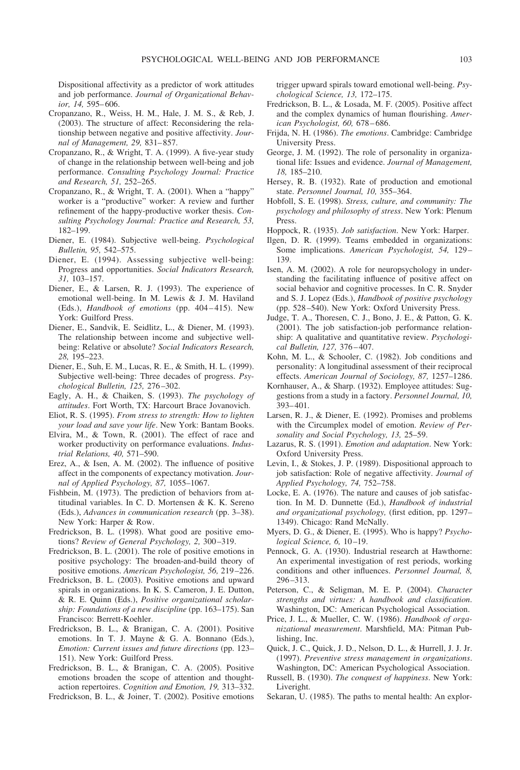Dispositional affectivity as a predictor of work attitudes and job performance. *Journal of Organizational Behavior, 14,* 595–606.

Cropanzano, R., Weiss, H. M., Hale, J. M. S., & Reb, J. (2003). The structure of affect: Reconsidering the relationship between negative and positive affectivity. *Journal of Management, 29,* 831–857.

Cropanzano, R., & Wright, T. A. (1999). A five-year study of change in the relationship between well-being and job performance. *Consulting Psychology Journal: Practice and Research, 51,* 252–265.

Cropanzano, R., & Wright, T. A. (2001). When a "happy" worker is a "productive" worker: A review and further refinement of the happy-productive worker thesis. *Consulting Psychology Journal: Practice and Research, 53,* 182–199.

Diener, E. (1984). Subjective well-being. *Psychological Bulletin, 95,* 542–575.

Diener, E. (1994). Assessing subjective well-being: Progress and opportunities. *Social Indicators Research, 31,* 103–157.

Diener, E., & Larsen, R. J. (1993). The experience of emotional well-being. In M. Lewis & J. M. Haviland (Eds.), *Handbook of emotions* (pp. 404–415). New York: Guilford Press.

Diener, E., Sandvik, E. Seidlitz, L., & Diener, M. (1993). The relationship between income and subjective well-being: Relative or absolute? *Social Indicators Research, 28,* 195–223.

Diener, E., Suh, E. M., Lucas, R. E., & Smith, H. L. (1999). Subjective well-being: Three decades of progress. *Psychological Bulletin, 125,* 276–302.

Eagly, A. H., & Chaiken, S. (1993). *The psychology of attitudes*. Fort Worth, TX: Harcourt Brace Jovanovich.

Eliot, R. S. (1995). *From stress to strength: How to lighten your load and save your life*. New York: Bantam Books.

Elvira, M., & Town, R. (2001). The effect of race and worker productivity on performance evaluations. *Industrial Relations, 40,* 571–590.

Erez, A., & Isen, A. M. (2002). The influence of positive affect in the components of expectancy motivation. *Journal of Applied Psychology, 87,* 1055–1067.

Fishbein, M. (1973). The prediction of behaviors from attitudinal variables. In C. D. Mortensen & K. K. Sereno (Eds.), *Advances in communication research* (pp. 3–38). New York: Harper & Row.

Fredrickson, B. L. (1998). What good are positive emotions? *Review of General Psychology, 2,* 300–319.

Fredrickson, B. L. (2001). The role of positive emotions in positive psychology: The broaden-and-build theory of positive emotions. *American Psychologist, 56,* 219–226.

Fredrickson, B. L. (2003). Positive emotions and upward spirals in organizations. In K. S. Cameron, J. E. Dutton, & R. E. Quinn (Eds.), *Positive organizational scholarship: Foundations of a new discipline* (pp. 163–175). San Francisco: Berrett-Koehler.

Fredrickson, B. L., & Branigan, C. A. (2001). Positive emotions. In T. J. Mayne & G. A. Bonnano (Eds.), *Emotion: Current issues and future directions* (pp. 123–151). New York: Guilford Press.

Fredrickson, B. L., & Branigan, C. A. (2005). Positive emotions broaden the scope of attention and thought-action repertoires. *Cognition and Emotion, 19,* 313–332.

Fredrickson, B. L., & Joiner, T. (2002). Positive emotions trigger upward spirals toward emotional well-being. *Psychological Science, 13,* 172–175.

Fredrickson, B. L., & Losada, M. F. (2005). Positive affect and the complex dynamics of human flourishing. *American Psychologist, 60,* 678–686.

Frijda, N. H. (1986). *The emotions*. Cambridge: Cambridge University Press.

George, J. M. (1992). The role of personality in organizational life: Issues and evidence. *Journal of Management, 18,* 185–210.

Hersey, R. B. (1932). Rate of production and emotional state. *Personnel Journal, 10,* 355–364.

Hobfoll, S. E. (1998). *Stress, culture, and community: The psychology and philosophy of stress*. New York: Plenum Press.

Hoppock, R. (1935). *Job satisfaction*. New York: Harper.

Ilgen, D. R. (1999). Teams embedded in organizations: Some implications. *American Psychologist, 54,* 129–139.

Isen, A. M. (2002). A role for neuropsychology in understanding the facilitating influence of positive affect on social behavior and cognitive processes. In C. R. Snyder and S. J. Lopez (Eds.), *Handbook of positive psychology* (pp. 528–540). New York: Oxford University Press.

Judge, T. A., Thoresen, C. J., Bono, J. E., & Patton, G. K. (2001). The job satisfaction-job performance relationship: A qualitative and quantitative review. *Psychological Bulletin, 127,* 376–407.

Kohn, M. L., & Schooler, C. (1982). Job conditions and personality: A longitudinal assessment of their reciprocal effects. *American Journal of Sociology, 87,* 1257–1286.

Kornhauser, A., & Sharp. (1932). Employee attitudes: Suggestions from a study in a factory. *Personnel Journal, 10,* 393–401.

Larsen, R. J., & Diener, E. (1992). Promises and problems with the Circumplex model of emotion. *Review of Personality and Social Psychology, 13,* 25–59.

Lazarus, R. S. (1991). *Emotion and adaptation*. New York: Oxford University Press.

Levin, I., & Stokes, J. P. (1989). Dispositional approach to job satisfaction: Role of negative affectivity. *Journal of Applied Psychology, 74,* 752–758.

Locke, E. A. (1976). The nature and causes of job satisfaction. In M. D. Dunnette (Ed.), *Handbook of industrial and organizational psychology,* (first edition, pp. 1297–1349). Chicago: Rand McNally.

Myers, D. G., & Diener, E. (1995). Who is happy? *Psychological Science, 6,* 10–19.

Pennock, G. A. (1930). Industrial research at Hawthorne: An experimental investigation of rest periods, working conditions and other influences. *Personnel Journal, 8,* 296–313.

Peterson, C., & Seligman, M. E. P. (2004). *Character strengths and virtues: A handbook and classification*. Washington, DC: American Psychological Association.

Price, J. L., & Mueller, C. W. (1986). *Handbook of organizational measurement*. Marshfield, MA: Pitman Publishing, Inc.

Quick, J. C., Quick, J. D., Nelson, D. L., & Hurrell, J. J. Jr. (1997). *Preventive stress management in organizations*. Washington, DC: American Psychological Association.

Russell, B. (1930). *The conquest of happiness*. New York: Liveright.

Sekaran, U. (1985). The paths to mental health: An explor-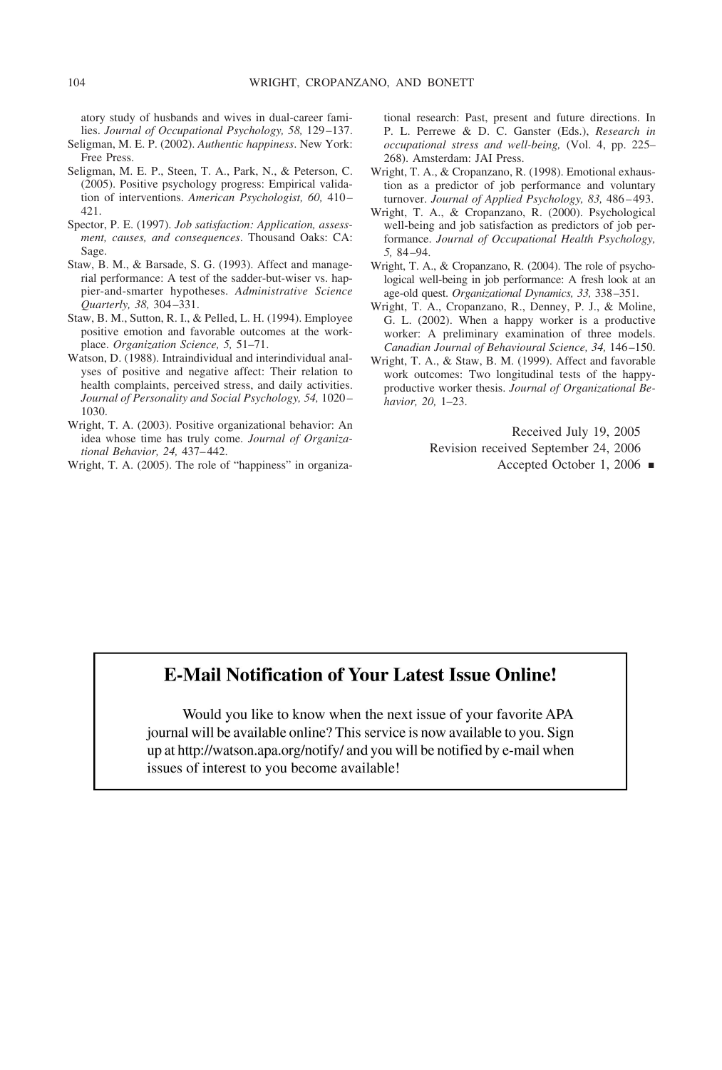atory study of husbands and wives in dual-career families. *Journal of Occupational Psychology, 58,* 129–137.

Seligman, M. E. P. (2002). *Authentic happiness*. New York: Free Press.

Seligman, M. E. P., Steen, T. A., Park, N., & Peterson, C. (2005). Positive psychology progress: Empirical validation of interventions. *American Psychologist, 60,* 410–421.

Spector, P. E. (1997). *Job satisfaction: Application, assessment, causes, and consequences*. Thousand Oaks: CA: Sage.

Staw, B. M., & Barsade, S. G. (1993). Affect and managerial performance: A test of the sadder-but-wiser vs. happier-and-smarter hypotheses. *Administrative Science Quarterly, 38,* 304–331.

Staw, B. M., Sutton, R. I., & Pelled, L. H. (1994). Employee positive emotion and favorable outcomes at the workplace. *Organization Science, 5,* 51–71.

Watson, D. (1988). Intraindividual and interindividual analyses of positive and negative affect: Their relation to health complaints, perceived stress, and daily activities. *Journal of Personality and Social Psychology, 54,* 1020–1030.

Wright, T. A. (2003). Positive organizational behavior: An idea whose time has truly come. *Journal of Organizational Behavior, 24,* 437–442.

Wright, T. A. (2005). The role of "happiness" in organizational research: Past, present and future directions. In P. L. Perrewe & D. C. Ganster (Eds.), *Research in occupational stress and well-being,* (Vol. 4, pp. 225–268). Amsterdam: JAI Press.

Wright, T. A., & Cropanzano, R. (1998). Emotional exhaustion as a predictor of job performance and voluntary turnover. *Journal of Applied Psychology, 83,* 486–493.

Wright, T. A., & Cropanzano, R. (2000). Psychological well-being and job satisfaction as predictors of job performance. *Journal of Occupational Health Psychology, 5,* 84–94.

Wright, T. A., & Cropanzano, R. (2004). The role of psychological well-being in job performance: A fresh look at an age-old quest. *Organizational Dynamics, 33,* 338–351.

Wright, T. A., Cropanzano, R., Denney, P. J., & Moline, G. L. (2002). When a happy worker is a productive worker: A preliminary examination of three models. *Canadian Journal of Behavioural Science, 34,* 146–150.

Wright, T. A., & Staw, B. M. (1999). Affect and favorable work outcomes: Two longitudinal tests of the happy-productive worker thesis. *Journal of Organizational Behavior, 20,* 1–23.

Received July 19, 2005
Revision received September 24, 2006
Accepted October 1, 2006 ■

## E-Mail Notification of Your Latest Issue Online!

Would you like to know when the next issue of your favorite APA journal will be available online? This service is now available to you. Sign up at http://watson.apa.org/notify/ and you will be notified by e-mail when issues of interest to you become available!